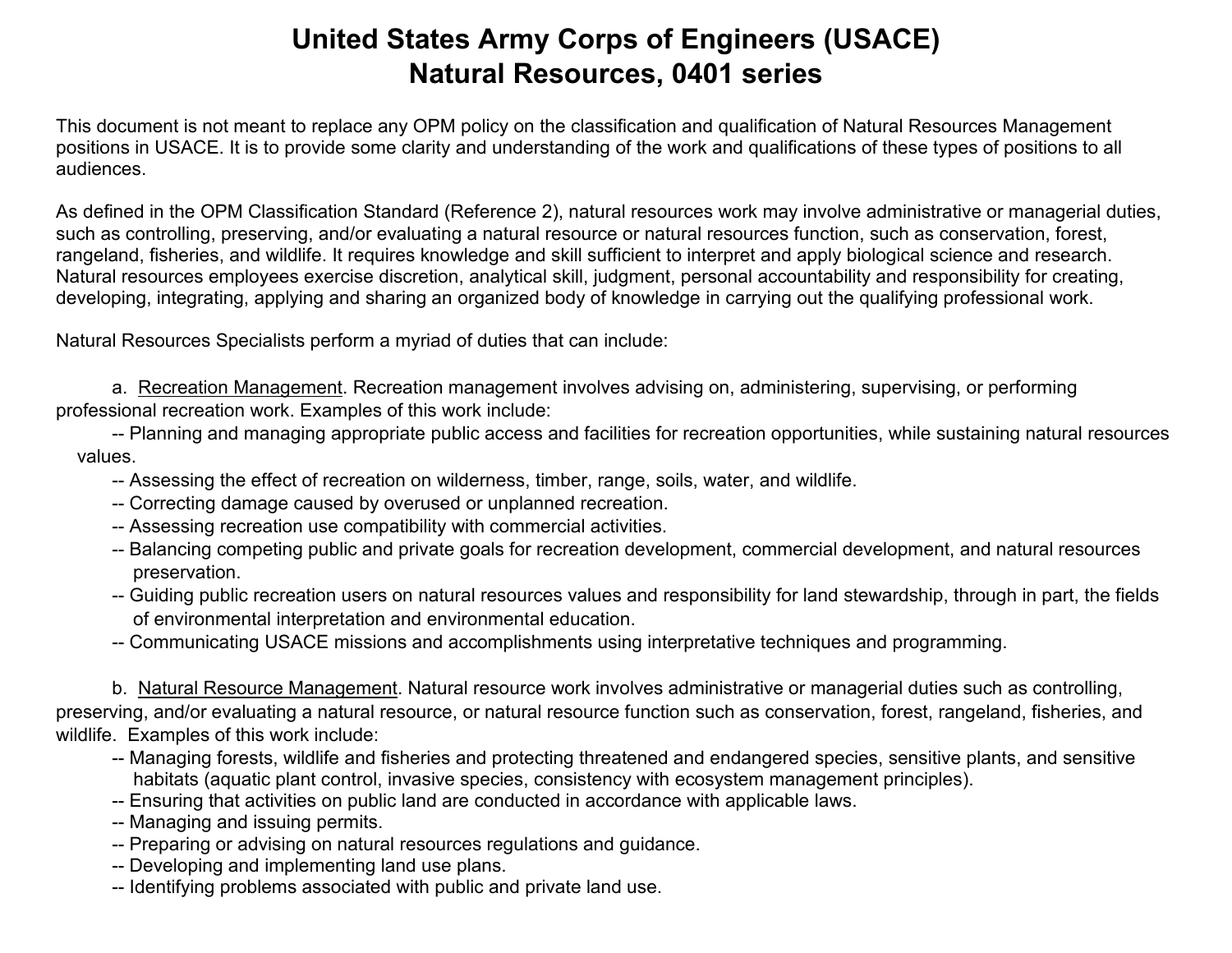# United States Army Corps of Engineers (USACE)
# Natural Resources, 0401 series

This document is not meant to replace any OPM policy on the classification and qualification of Natural Resources Management positions in USACE. It is to provide some clarity and understanding of the work and qualifications of these types of positions to all audiences.

As defined in the OPM Classification Standard (Reference 2), natural resources work may involve administrative or managerial duties, such as controlling, preserving, and/or evaluating a natural resource or natural resources function, such as conservation, forest, rangeland, fisheries, and wildlife. It requires knowledge and skill sufficient to interpret and apply biological science and research. Natural resources employees exercise discretion, analytical skill, judgment, personal accountability and responsibility for creating, developing, integrating, applying and sharing an organized body of knowledge in carrying out the qualifying professional work.

Natural Resources Specialists perform a myriad of duties that can include:

a. Recreation Management. Recreation management involves advising on, administering, supervising, or performing professional recreation work. Examples of this work include:

-- Planning and managing appropriate public access and facilities for recreation opportunities, while sustaining natural resources values.
-- Assessing the effect of recreation on wilderness, timber, range, soils, water, and wildlife.
-- Correcting damage caused by overused or unplanned recreation.
-- Assessing recreation use compatibility with commercial activities.
-- Balancing competing public and private goals for recreation development, commercial development, and natural resources preservation.
-- Guiding public recreation users on natural resources values and responsibility for land stewardship, through in part, the fields of environmental interpretation and environmental education.
-- Communicating USACE missions and accomplishments using interpretative techniques and programming.

b. Natural Resource Management. Natural resource work involves administrative or managerial duties such as controlling, preserving, and/or evaluating a natural resource, or natural resource function such as conservation, forest, rangeland, fisheries, and wildlife. Examples of this work include:

-- Managing forests, wildlife and fisheries and protecting threatened and endangered species, sensitive plants, and sensitive habitats (aquatic plant control, invasive species, consistency with ecosystem management principles).
-- Ensuring that activities on public land are conducted in accordance with applicable laws.
-- Managing and issuing permits.
-- Preparing or advising on natural resources regulations and guidance.
-- Developing and implementing land use plans.
-- Identifying problems associated with public and private land use.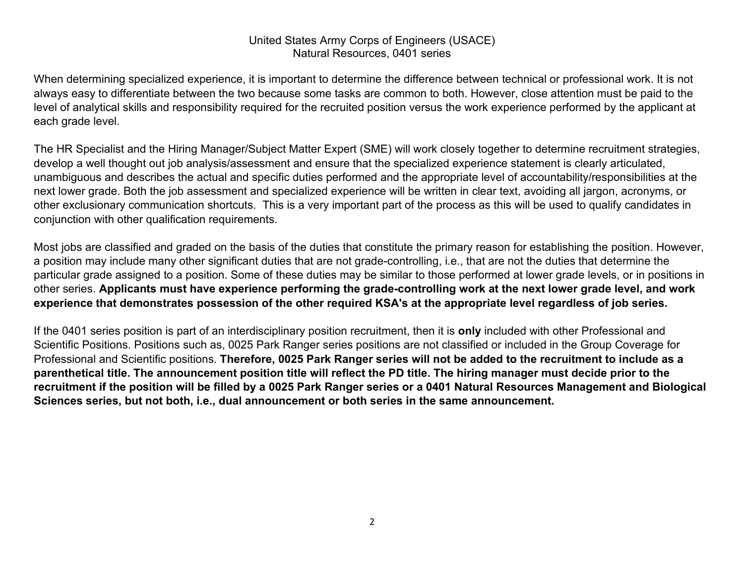United States Army Corps of Engineers (USACE)
Natural Resources, 0401 series

When determining specialized experience, it is important to determine the difference between technical or professional work. It is not always easy to differentiate between the two because some tasks are common to both. However, close attention must be paid to the level of analytical skills and responsibility required for the recruited position versus the work experience performed by the applicant at each grade level.

The HR Specialist and the Hiring Manager/Subject Matter Expert (SME) will work closely together to determine recruitment strategies, develop a well thought out job analysis/assessment and ensure that the specialized experience statement is clearly articulated, unambiguous and describes the actual and specific duties performed and the appropriate level of accountability/responsibilities at the next lower grade. Both the job assessment and specialized experience will be written in clear text, avoiding all jargon, acronyms, or other exclusionary communication shortcuts. This is a very important part of the process as this will be used to qualify candidates in conjunction with other qualification requirements.

Most jobs are classified and graded on the basis of the duties that constitute the primary reason for establishing the position. However, a position may include many other significant duties that are not grade-controlling, i.e., that are not the duties that determine the particular grade assigned to a position. Some of these duties may be similar to those performed at lower grade levels, or in positions in other series. **Applicants must have experience performing the grade-controlling work at the next lower grade level, and work experience that demonstrates possession of the other required KSA's at the appropriate level regardless of job series.**

If the 0401 series position is part of an interdisciplinary position recruitment, then it is **only** included with other Professional and Scientific Positions. Positions such as, 0025 Park Ranger series positions are not classified or included in the Group Coverage for Professional and Scientific positions. **Therefore, 0025 Park Ranger series will not be added to the recruitment to include as a parenthetical title. The announcement position title will reflect the PD title. The hiring manager must decide prior to the recruitment if the position will be filled by a 0025 Park Ranger series or a 0401 Natural Resources Management and Biological Sciences series, but not both, i.e., dual announcement or both series in the same announcement.**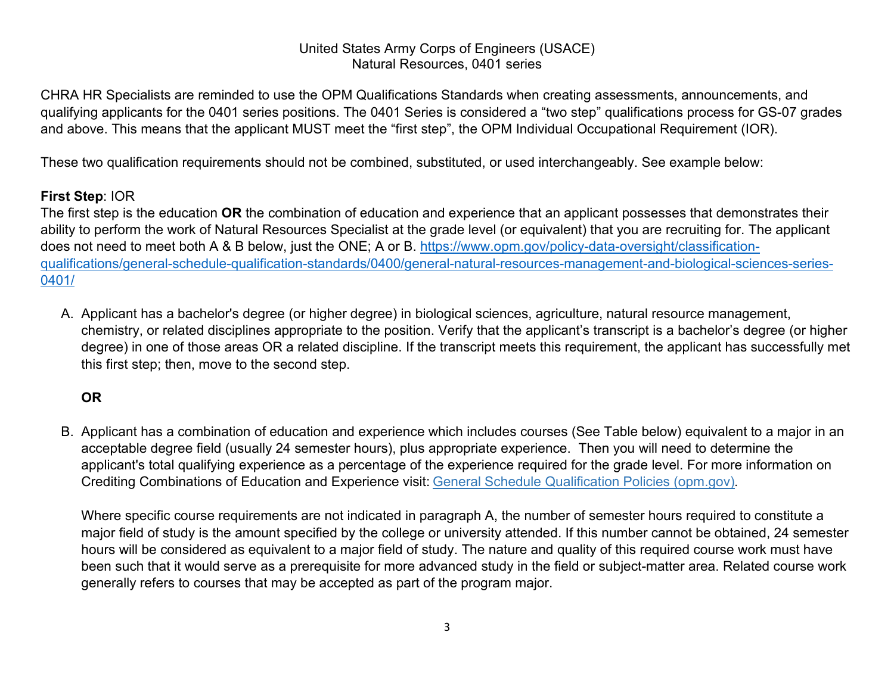United States Army Corps of Engineers (USACE)
Natural Resources, 0401 series

CHRA HR Specialists are reminded to use the OPM Qualifications Standards when creating assessments, announcements, and qualifying applicants for the 0401 series positions. The 0401 Series is considered a "two step" qualifications process for GS-07 grades and above. This means that the applicant MUST meet the "first step", the OPM Individual Occupational Requirement (IOR).

These two qualification requirements should not be combined, substituted, or used interchangeably. See example below:

**First Step**: IOR
The first step is the education **OR** the combination of education and experience that an applicant possesses that demonstrates their ability to perform the work of Natural Resources Specialist at the grade level (or equivalent) that you are recruiting for. The applicant does not need to meet both A & B below, just the ONE; A or B. [https://www.opm.gov/policy-data-oversight/classification-qualifications/general-schedule-qualification-standards/0400/general-natural-resources-management-and-biological-sciences-series-0401/](https://www.opm.gov/policy-data-oversight/classification-qualifications/general-schedule-qualification-standards/0400/general-natural-resources-management-and-biological-sciences-series-0401/)

A. Applicant has a bachelor's degree (or higher degree) in biological sciences, agriculture, natural resource management, chemistry, or related disciplines appropriate to the position. Verify that the applicant's transcript is a bachelor's degree (or higher degree) in one of those areas OR a related discipline. If the transcript meets this requirement, the applicant has successfully met this first step; then, move to the second step.

   **OR**

B. Applicant has a combination of education and experience which includes courses (See Table below) equivalent to a major in an acceptable degree field (usually 24 semester hours), plus appropriate experience. Then you will need to determine the applicant's total qualifying experience as a percentage of the experience required for the grade level. For more information on Crediting Combinations of Education and Experience visit: General Schedule Qualification Policies (opm.gov).

   Where specific course requirements are not indicated in paragraph A, the number of semester hours required to constitute a major field of study is the amount specified by the college or university attended. If this number cannot be obtained, 24 semester hours will be considered as equivalent to a major field of study. The nature and quality of this required course work must have been such that it would serve as a prerequisite for more advanced study in the field or subject-matter area. Related course work generally refers to courses that may be accepted as part of the program major.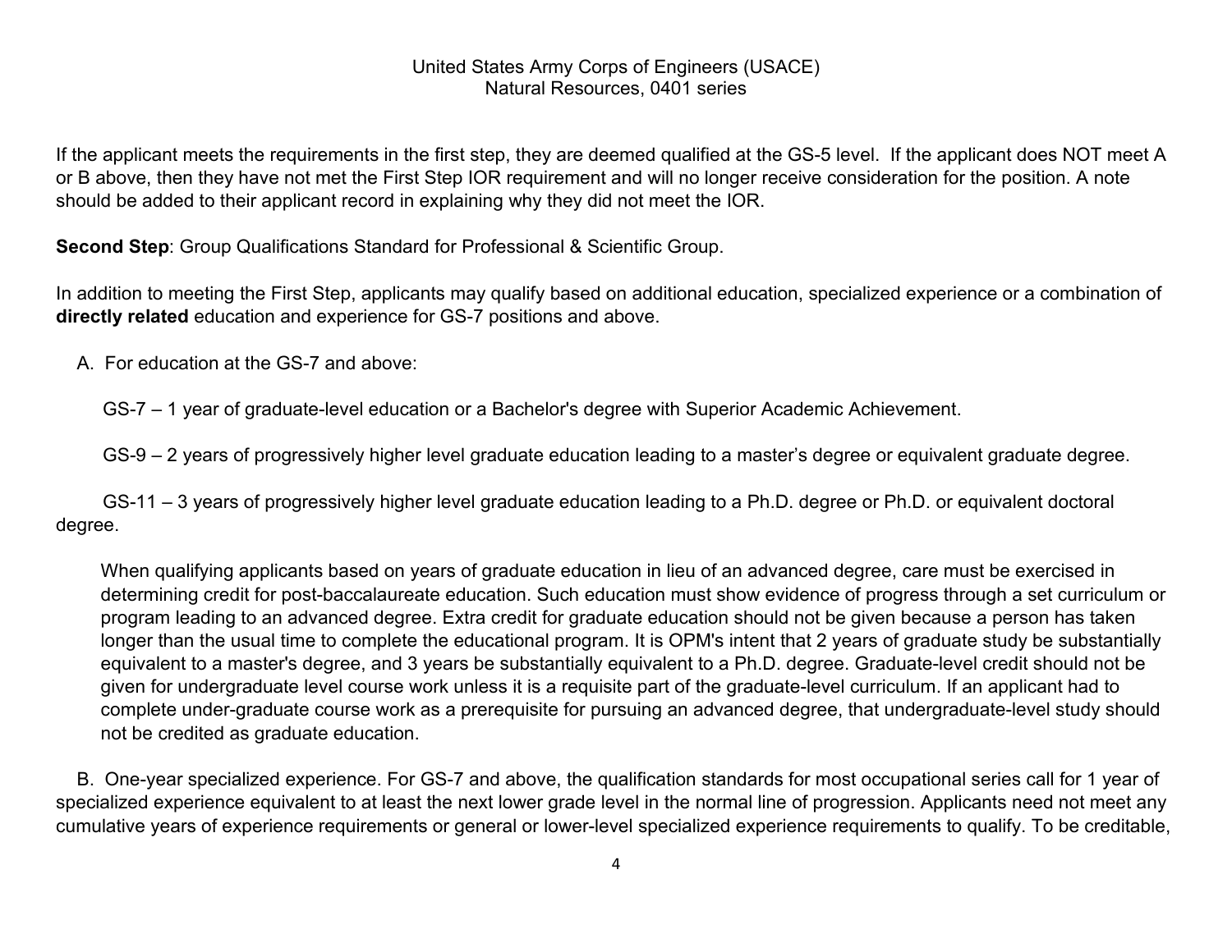If the applicant meets the requirements in the first step, they are deemed qualified at the GS-5 level. If the applicant does NOT meet A or B above, then they have not met the First Step IOR requirement and will no longer receive consideration for the position. A note should be added to their applicant record in explaining why they did not meet the IOR.

**Second Step**: Group Qualifications Standard for Professional & Scientific Group.

In addition to meeting the First Step, applicants may qualify based on additional education, specialized experience or a combination of **directly related** education and experience for GS-7 positions and above.

A. For education at the GS-7 and above:

GS-7 – 1 year of graduate-level education or a Bachelor's degree with Superior Academic Achievement.

GS-9 – 2 years of progressively higher level graduate education leading to a master's degree or equivalent graduate degree.

GS-11 – 3 years of progressively higher level graduate education leading to a Ph.D. degree or Ph.D. or equivalent doctoral degree.

When qualifying applicants based on years of graduate education in lieu of an advanced degree, care must be exercised in determining credit for post-baccalaureate education. Such education must show evidence of progress through a set curriculum or program leading to an advanced degree. Extra credit for graduate education should not be given because a person has taken longer than the usual time to complete the educational program. It is OPM's intent that 2 years of graduate study be substantially equivalent to a master's degree, and 3 years be substantially equivalent to a Ph.D. degree. Graduate-level credit should not be given for undergraduate level course work unless it is a requisite part of the graduate-level curriculum. If an applicant had to complete under-graduate course work as a prerequisite for pursuing an advanced degree, that undergraduate-level study should not be credited as graduate education.

B. One-year specialized experience. For GS-7 and above, the qualification standards for most occupational series call for 1 year of specialized experience equivalent to at least the next lower grade level in the normal line of progression. Applicants need not meet any cumulative years of experience requirements or general or lower-level specialized experience requirements to qualify. To be creditable,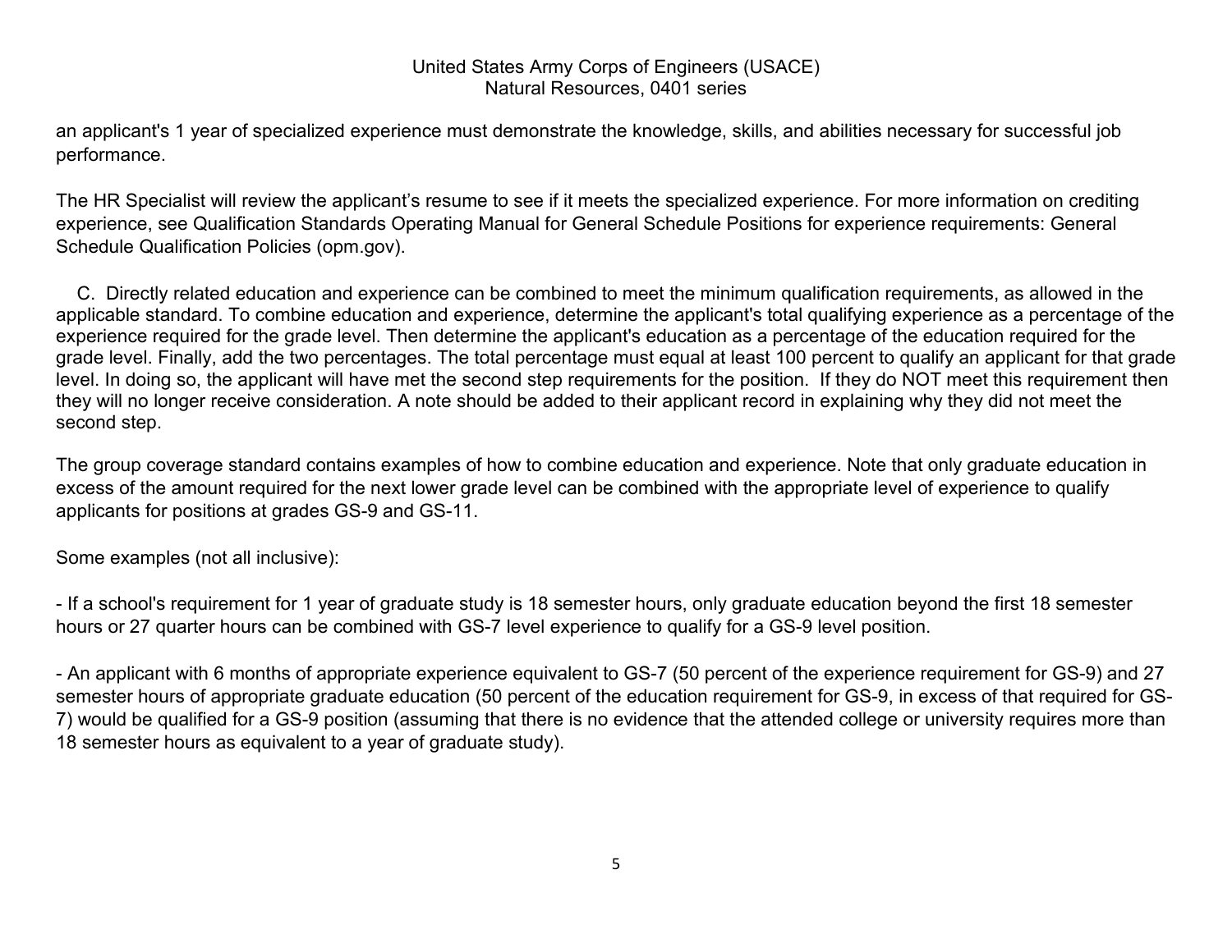an applicant's 1 year of specialized experience must demonstrate the knowledge, skills, and abilities necessary for successful job performance.

The HR Specialist will review the applicant's resume to see if it meets the specialized experience. For more information on crediting experience, see Qualification Standards Operating Manual for General Schedule Positions for experience requirements: General Schedule Qualification Policies (opm.gov).

C. Directly related education and experience can be combined to meet the minimum qualification requirements, as allowed in the applicable standard. To combine education and experience, determine the applicant's total qualifying experience as a percentage of the experience required for the grade level. Then determine the applicant's education as a percentage of the education required for the grade level. Finally, add the two percentages. The total percentage must equal at least 100 percent to qualify an applicant for that grade level. In doing so, the applicant will have met the second step requirements for the position. If they do NOT meet this requirement then they will no longer receive consideration. A note should be added to their applicant record in explaining why they did not meet the second step.

The group coverage standard contains examples of how to combine education and experience. Note that only graduate education in excess of the amount required for the next lower grade level can be combined with the appropriate level of experience to qualify applicants for positions at grades GS-9 and GS-11.

Some examples (not all inclusive):

- If a school's requirement for 1 year of graduate study is 18 semester hours, only graduate education beyond the first 18 semester hours or 27 quarter hours can be combined with GS-7 level experience to qualify for a GS-9 level position.

- An applicant with 6 months of appropriate experience equivalent to GS-7 (50 percent of the experience requirement for GS-9) and 27 semester hours of appropriate graduate education (50 percent of the education requirement for GS-9, in excess of that required for GS-7) would be qualified for a GS-9 position (assuming that there is no evidence that the attended college or university requires more than 18 semester hours as equivalent to a year of graduate study).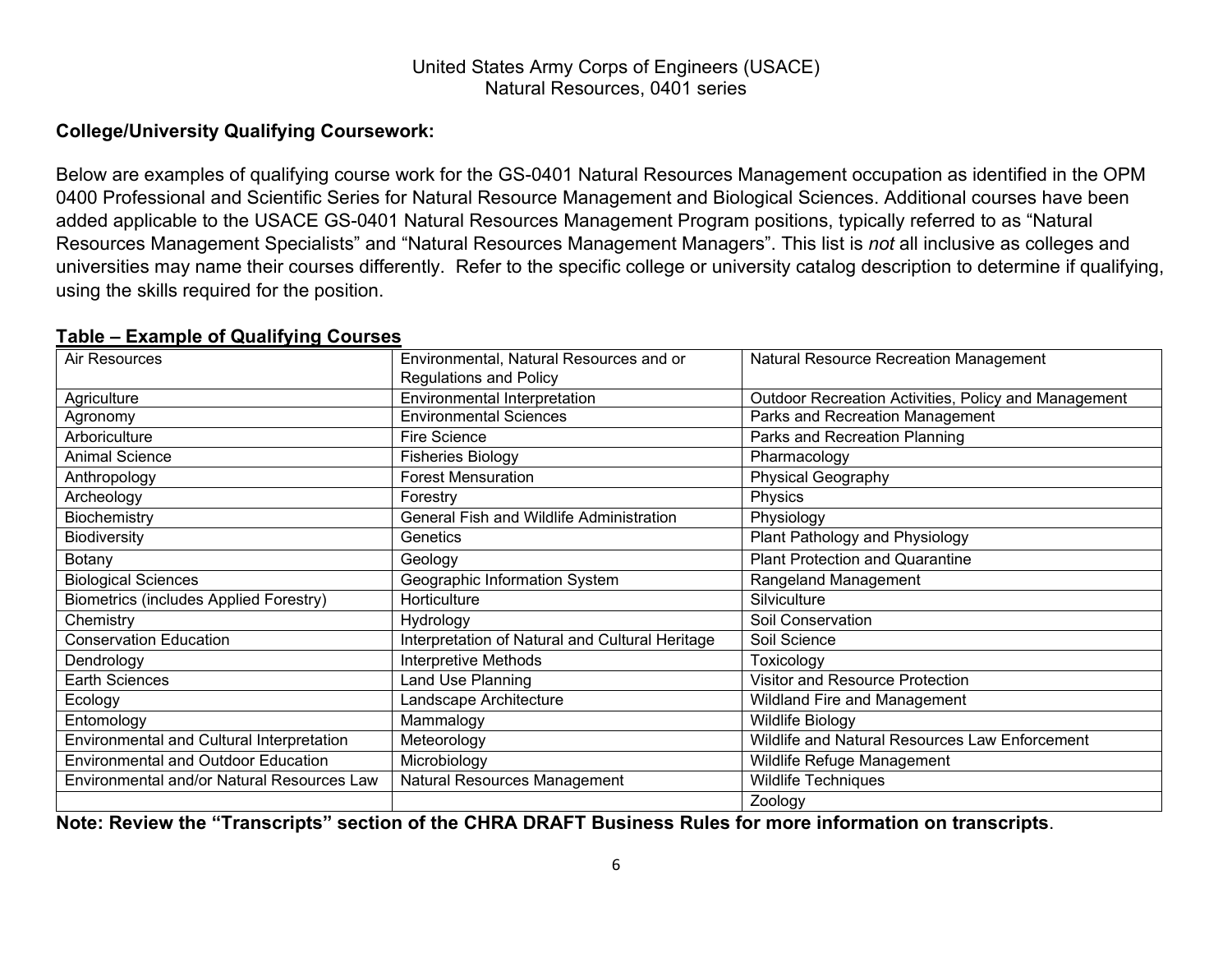United States Army Corps of Engineers (USACE)
Natural Resources, 0401 series

**College/University Qualifying Coursework:**

Below are examples of qualifying course work for the GS-0401 Natural Resources Management occupation as identified in the OPM 0400 Professional and Scientific Series for Natural Resource Management and Biological Sciences. Additional courses have been added applicable to the USACE GS-0401 Natural Resources Management Program positions, typically referred to as "Natural Resources Management Specialists" and "Natural Resources Management Managers". This list is *not* all inclusive as colleges and universities may name their courses differently. Refer to the specific college or university catalog description to determine if qualifying, using the skills required for the position.

**Table – Example of Qualifying Courses**

| | | |
|---|---|---|
| Air Resources | Environmental, Natural Resources and or Regulations and Policy | Natural Resource Recreation Management |
| Agriculture | Environmental Interpretation | Outdoor Recreation Activities, Policy and Management |
| Agronomy | Environmental Sciences | Parks and Recreation Management |
| Arboriculture | Fire Science | Parks and Recreation Planning |
| Animal Science | Fisheries Biology | Pharmacology |
| Anthropology | Forest Mensuration | Physical Geography |
| Archeology | Forestry | Physics |
| Biochemistry | General Fish and Wildlife Administration | Physiology |
| Biodiversity | Genetics | Plant Pathology and Physiology |
| Botany | Geology | Plant Protection and Quarantine |
| Biological Sciences | Geographic Information System | Rangeland Management |
| Biometrics (includes Applied Forestry) | Horticulture | Silviculture |
| Chemistry | Hydrology | Soil Conservation |
| Conservation Education | Interpretation of Natural and Cultural Heritage | Soil Science |
| Dendrology | Interpretive Methods | Toxicology |
| Earth Sciences | Land Use Planning | Visitor and Resource Protection |
| Ecology | Landscape Architecture | Wildland Fire and Management |
| Entomology | Mammalogy | Wildlife Biology |
| Environmental and Cultural Interpretation | Meteorology | Wildlife and Natural Resources Law Enforcement |
| Environmental and Outdoor Education | Microbiology | Wildlife Refuge Management |
| Environmental and/or Natural Resources Law | Natural Resources Management | Wildlife Techniques |
| | | Zoology |

**Note: Review the "Transcripts" section of the CHRA DRAFT Business Rules for more information on transcripts**.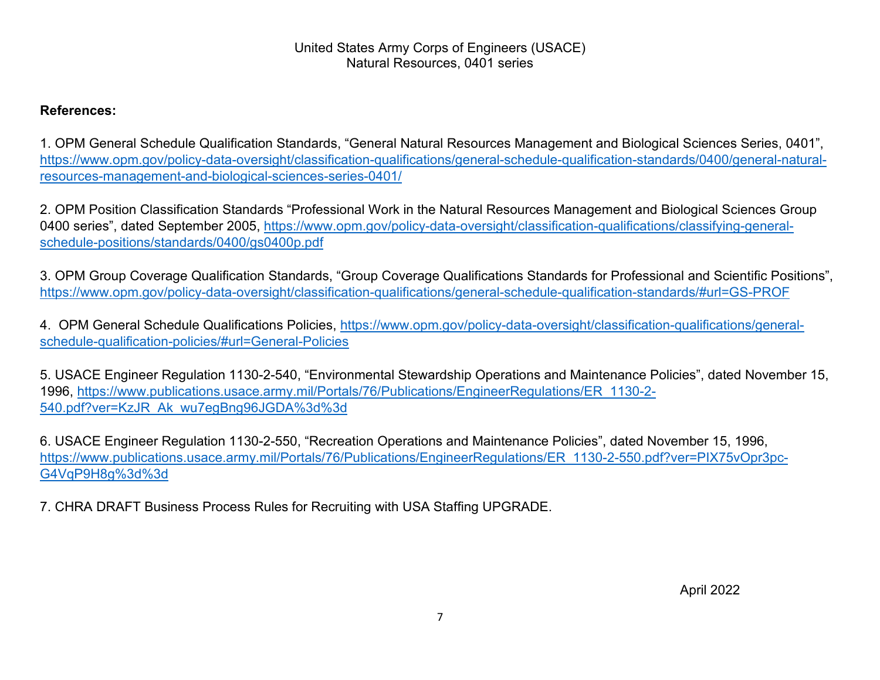**References:**

1. OPM General Schedule Qualification Standards, "General Natural Resources Management and Biological Sciences Series, 0401", https://www.opm.gov/policy-data-oversight/classification-qualifications/general-schedule-qualification-standards/0400/general-natural-resources-management-and-biological-sciences-series-0401/

2. OPM Position Classification Standards "Professional Work in the Natural Resources Management and Biological Sciences Group 0400 series", dated September 2005, https://www.opm.gov/policy-data-oversight/classification-qualifications/classifying-general-schedule-positions/standards/0400/gs0400p.pdf

3. OPM Group Coverage Qualification Standards, "Group Coverage Qualifications Standards for Professional and Scientific Positions", https://www.opm.gov/policy-data-oversight/classification-qualifications/general-schedule-qualification-standards/#url=GS-PROF

4. OPM General Schedule Qualifications Policies, https://www.opm.gov/policy-data-oversight/classification-qualifications/general-schedule-qualification-policies/#url=General-Policies

5. USACE Engineer Regulation 1130-2-540, "Environmental Stewardship Operations and Maintenance Policies", dated November 15, 1996, https://www.publications.usace.army.mil/Portals/76/Publications/EngineerRegulations/ER_1130-2-540.pdf?ver=KzJR_Ak_wu7egBng96JGDA%3d%3d

6. USACE Engineer Regulation 1130-2-550, "Recreation Operations and Maintenance Policies", dated November 15, 1996, https://www.publications.usace.army.mil/Portals/76/Publications/EngineerRegulations/ER_1130-2-550.pdf?ver=PIX75vOpr3pc-G4VqP9H8g%3d%3d

7. CHRA DRAFT Business Process Rules for Recruiting with USA Staffing UPGRADE.

April 2022